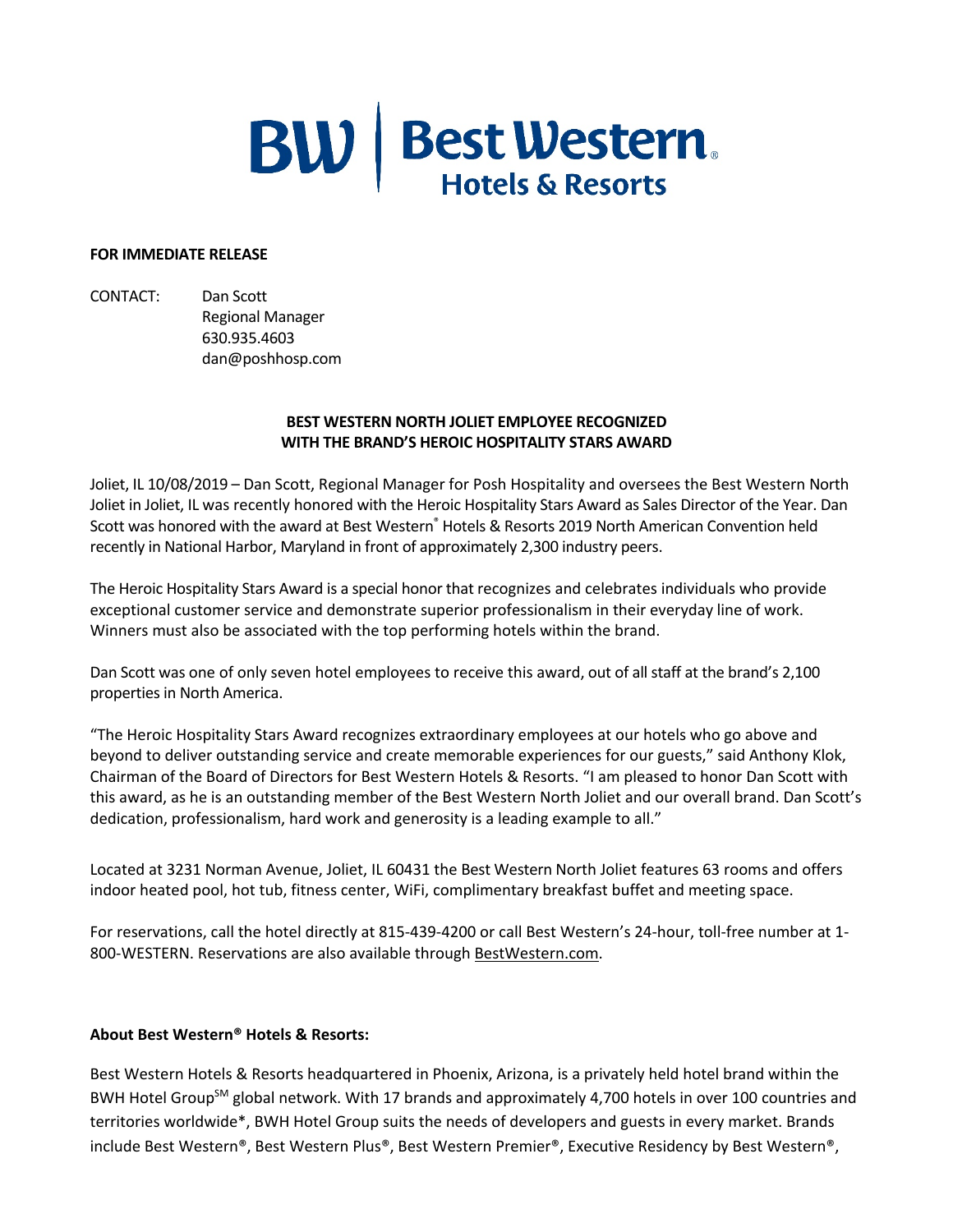**FOR IMMEDIATE RELEASE**

CONTACT: Dan Scott
Regional Manager
630.935.4603
dan@poshhosp.com

**BEST WESTERN NORTH JOLIET EMPLOYEE RECOGNIZED WITH THE BRAND'S HEROIC HOSPITALITY STARS AWARD**

Joliet, IL 10/08/2019 – Dan Scott, Regional Manager for Posh Hospitality and oversees the Best Western North Joliet in Joliet, IL was recently honored with the Heroic Hospitality Stars Award as Sales Director of the Year. Dan Scott was honored with the award at Best Western® Hotels & Resorts 2019 North American Convention held recently in National Harbor, Maryland in front of approximately 2,300 industry peers.

The Heroic Hospitality Stars Award is a special honor that recognizes and celebrates individuals who provide exceptional customer service and demonstrate superior professionalism in their everyday line of work. Winners must also be associated with the top performing hotels within the brand.

Dan Scott was one of only seven hotel employees to receive this award, out of all staff at the brand's 2,100 properties in North America.

"The Heroic Hospitality Stars Award recognizes extraordinary employees at our hotels who go above and beyond to deliver outstanding service and create memorable experiences for our guests," said Anthony Klok, Chairman of the Board of Directors for Best Western Hotels & Resorts. "I am pleased to honor Dan Scott with this award, as he is an outstanding member of the Best Western North Joliet and our overall brand. Dan Scott's dedication, professionalism, hard work and generosity is a leading example to all."

Located at 3231 Norman Avenue, Joliet, IL 60431 the Best Western North Joliet features 63 rooms and offers indoor heated pool, hot tub, fitness center, WiFi, complimentary breakfast buffet and meeting space.

For reservations, call the hotel directly at 815-439-4200 or call Best Western's 24-hour, toll-free number at 1-800-WESTERN. Reservations are also available through BestWestern.com.

**About Best Western® Hotels & Resorts:**

Best Western Hotels & Resorts headquartered in Phoenix, Arizona, is a privately held hotel brand within the BWH Hotel Group℠ global network. With 17 brands and approximately 4,700 hotels in over 100 countries and territories worldwide*, BWH Hotel Group suits the needs of developers and guests in every market. Brands include Best Western®, Best Western Plus®, Best Western Premier®, Executive Residency by Best Western®,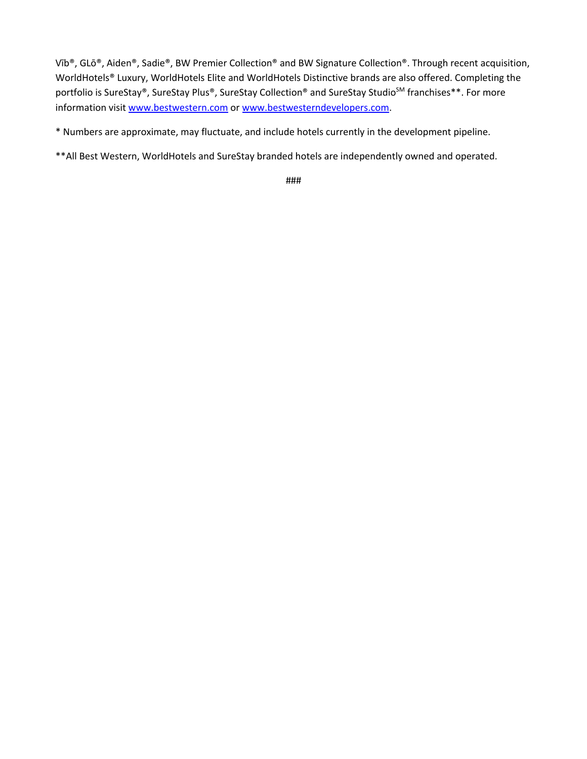Vīb®, GLō®, Aiden®, Sadie®, BW Premier Collection® and BW Signature Collection®. Through recent acquisition, WorldHotels® Luxury, WorldHotels Elite and WorldHotels Distinctive brands are also offered. Completing the portfolio is SureStay®, SureStay Plus®, SureStay Collection® and SureStay Studio℠ franchises**. For more information visit [www.bestwestern.com](http://www.bestwestern.com) or [www.bestwesterndevelopers.com](http://www.bestwesterndevelopers.com).

* Numbers are approximate, may fluctuate, and include hotels currently in the development pipeline.

**All Best Western, WorldHotels and SureStay branded hotels are independently owned and operated.

###